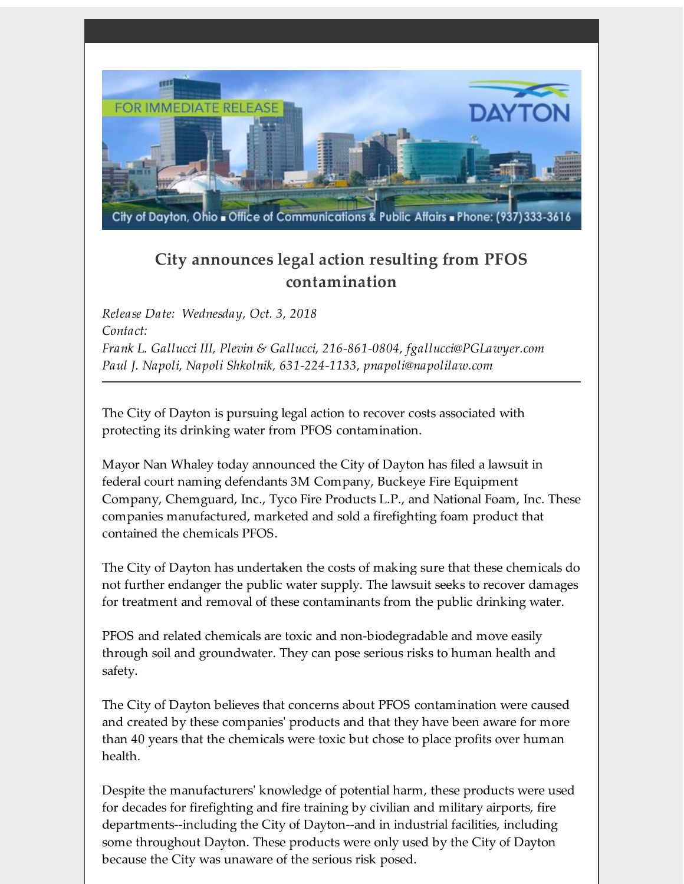FOR IMMEDIATE RELEASE

DAYTON

City of Dayton, Ohio ■ Office of Communications & Public Affairs ■ Phone: (937) 333-3616

## City announces legal action resulting from PFOS contamination

*Release Date: Wednesday, Oct. 3, 2018*
*Contact:*
*Frank L. Gallucci III, Plevin & Gallucci, 216-861-0804, fgallucci@PGLawyer.com*
*Paul J. Napoli, Napoli Shkolnik, 631-224-1133, pnapoli@napolilaw.com*

---

The City of Dayton is pursuing legal action to recover costs associated with protecting its drinking water from PFOS contamination.

Mayor Nan Whaley today announced the City of Dayton has filed a lawsuit in federal court naming defendants 3M Company, Buckeye Fire Equipment Company, Chemguard, Inc., Tyco Fire Products L.P., and National Foam, Inc. These companies manufactured, marketed and sold a firefighting foam product that contained the chemicals PFOS.

The City of Dayton has undertaken the costs of making sure that these chemicals do not further endanger the public water supply. The lawsuit seeks to recover damages for treatment and removal of these contaminants from the public drinking water.

PFOS and related chemicals are toxic and non-biodegradable and move easily through soil and groundwater. They can pose serious risks to human health and safety.

The City of Dayton believes that concerns about PFOS contamination were caused and created by these companies' products and that they have been aware for more than 40 years that the chemicals were toxic but chose to place profits over human health.

Despite the manufacturers' knowledge of potential harm, these products were used for decades for firefighting and fire training by civilian and military airports, fire departments--including the City of Dayton--and in industrial facilities, including some throughout Dayton. These products were only used by the City of Dayton because the City was unaware of the serious risk posed.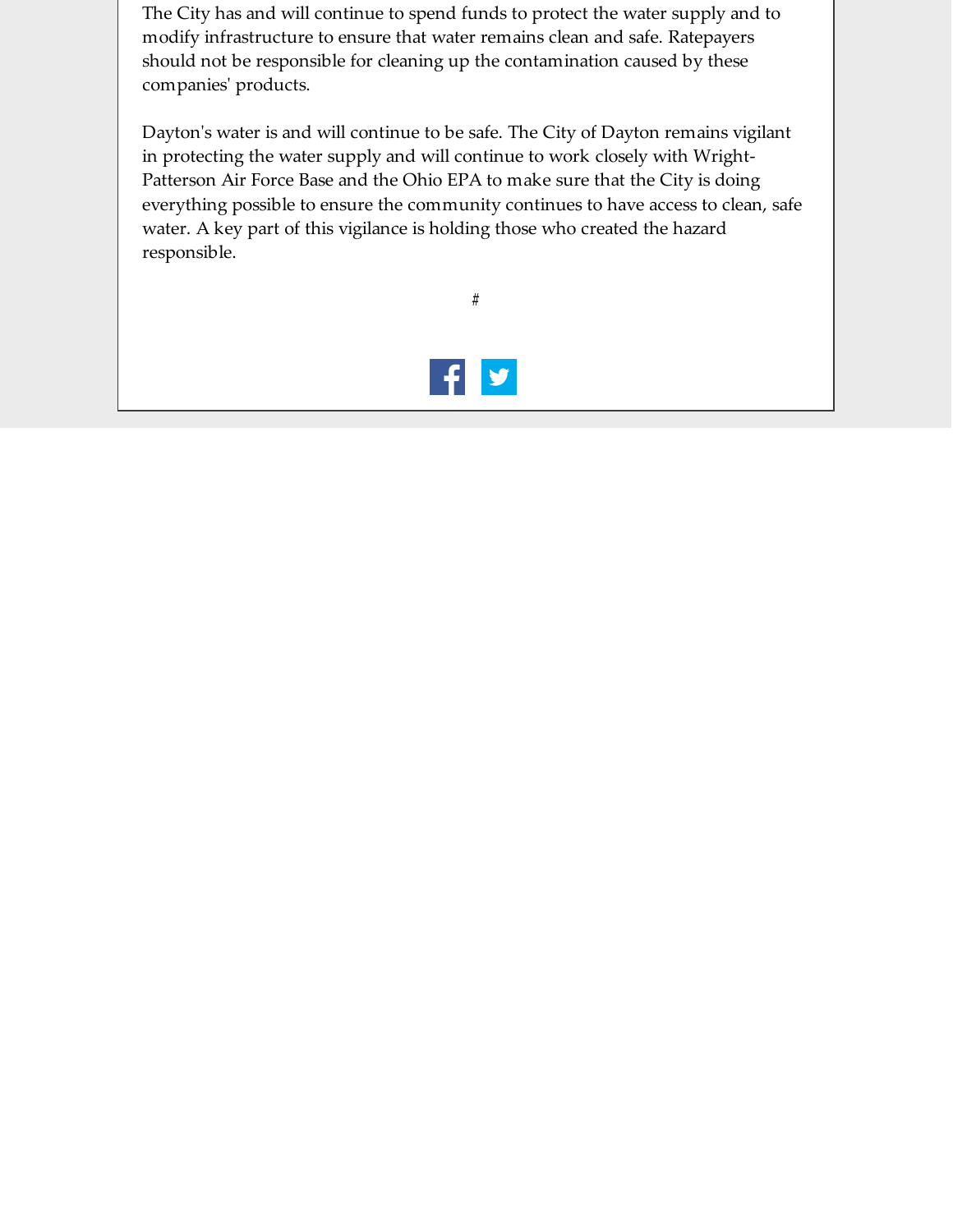The City has and will continue to spend funds to protect the water supply and to modify infrastructure to ensure that water remains clean and safe. Ratepayers should not be responsible for cleaning up the contamination caused by these companies' products.

Dayton's water is and will continue to be safe. The City of Dayton remains vigilant in protecting the water supply and will continue to work closely with Wright-Patterson Air Force Base and the Ohio EPA to make sure that the City is doing everything possible to ensure the community continues to have access to clean, safe water. A key part of this vigilance is holding those who created the hazard responsible.

#